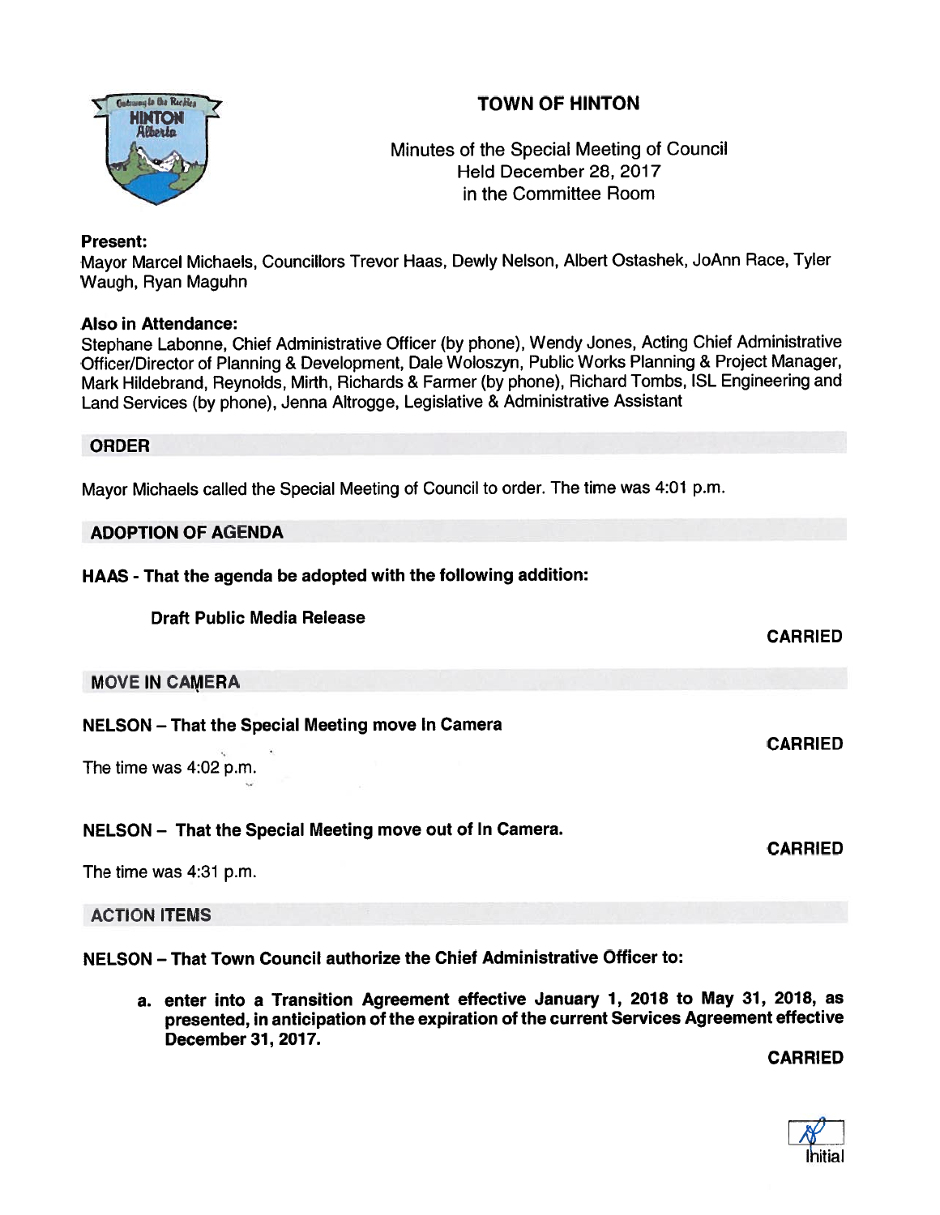# TOWN OF HINTON

Minutes of the Special Meeting of Council
Held December 28, 2017
in the Committee Room

**Present:**
Mayor Marcel Michaels, Councillors Trevor Haas, Dewly Nelson, Albert Ostashek, JoAnn Race, Tyler Waugh, Ryan Maguhn

**Also in Attendance:**
Stephane Labonne, Chief Administrative Officer (by phone), Wendy Jones, Acting Chief Administrative Officer/Director of Planning & Development, Dale Woloszyn, Public Works Planning & Project Manager, Mark Hildebrand, Reynolds, Mirth, Richards & Farmer (by phone), Richard Tombs, ISL Engineering and Land Services (by phone), Jenna Altrogge, Legislative & Administrative Assistant

## ORDER

Mayor Michaels called the Special Meeting of Council to order. The time was 4:01 p.m.

## ADOPTION OF AGENDA

**HAAS - That the agenda be adopted with the following addition:**

**Draft Public Media Release**

**CARRIED**

## MOVE IN CAMERA

**NELSON – That the Special Meeting move In Camera**

**CARRIED**

The time was 4:02 p.m.

**NELSON – That the Special Meeting move out of In Camera.**

**CARRIED**

The time was 4:31 p.m.

## ACTION ITEMS

**NELSON – That Town Council authorize the Chief Administrative Officer to:**

**a. enter into a Transition Agreement effective January 1, 2018 to May 31, 2018, as presented, in anticipation of the expiration of the current Services Agreement effective December 31, 2017.**

**CARRIED**

Initial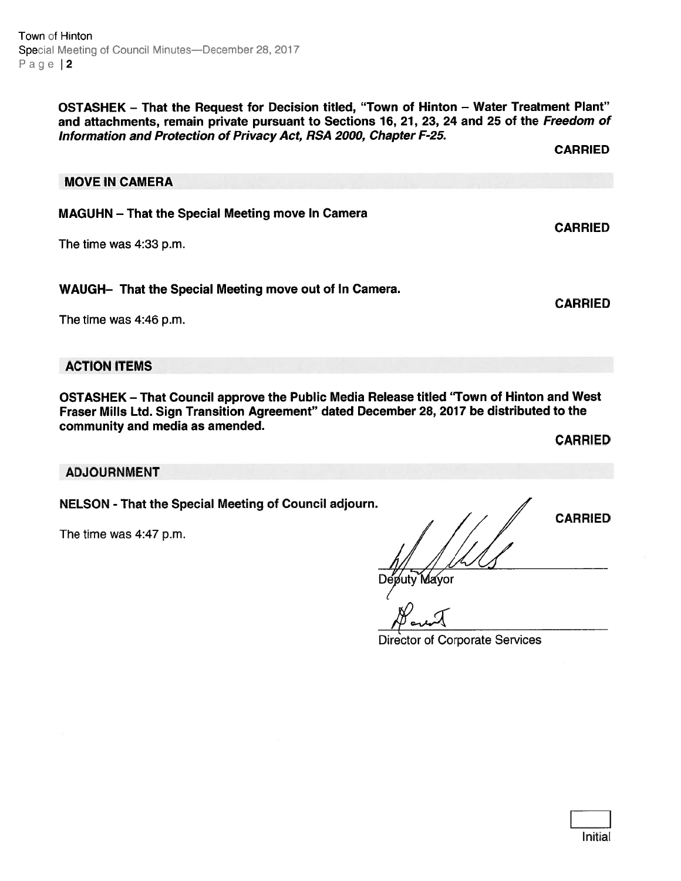**OSTASHEK – That the Request for Decision titled, "Town of Hinton – Water Treatment Plant" and attachments, remain private pursuant to Sections 16, 21, 23, 24 and 25 of the *Freedom of Information and Protection of Privacy Act, RSA 2000, Chapter F-25.***

**CARRIED**

## MOVE IN CAMERA

**MAGUHN – That the Special Meeting move In Camera**

**CARRIED**

The time was 4:33 p.m.

**WAUGH– That the Special Meeting move out of In Camera.**

**CARRIED**

The time was 4:46 p.m.

## ACTION ITEMS

**OSTASHEK – That Council approve the Public Media Release titled "Town of Hinton and West Fraser Mills Ltd. Sign Transition Agreement" dated December 28, 2017 be distributed to the community and media as amended.**

**CARRIED**

## ADJOURNMENT

**NELSON - That the Special Meeting of Council adjourn.**

**CARRIED**

The time was 4:47 p.m.

Deputy Mayor

Director of Corporate Services

Initial